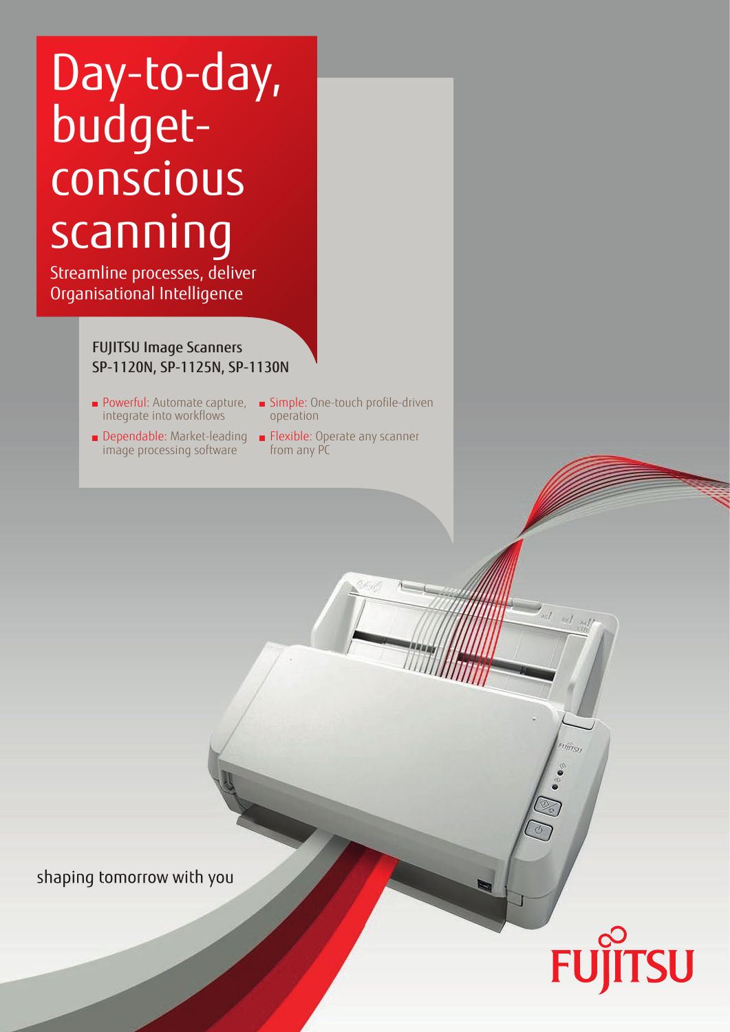# Day-to-day, budget-conscious scanning

Streamline processes, deliver Organisational Intelligence

## FUJITSU Image Scanners SP-1120N, SP-1125N, SP-1130N

- Powerful: Automate capture, integrate into workflows
- Dependable: Market-leading image processing software
- Simple: One-touch profile-driven operation
- Flexible: Operate any scanner from any PC

shaping tomorrow with you

FUJITSU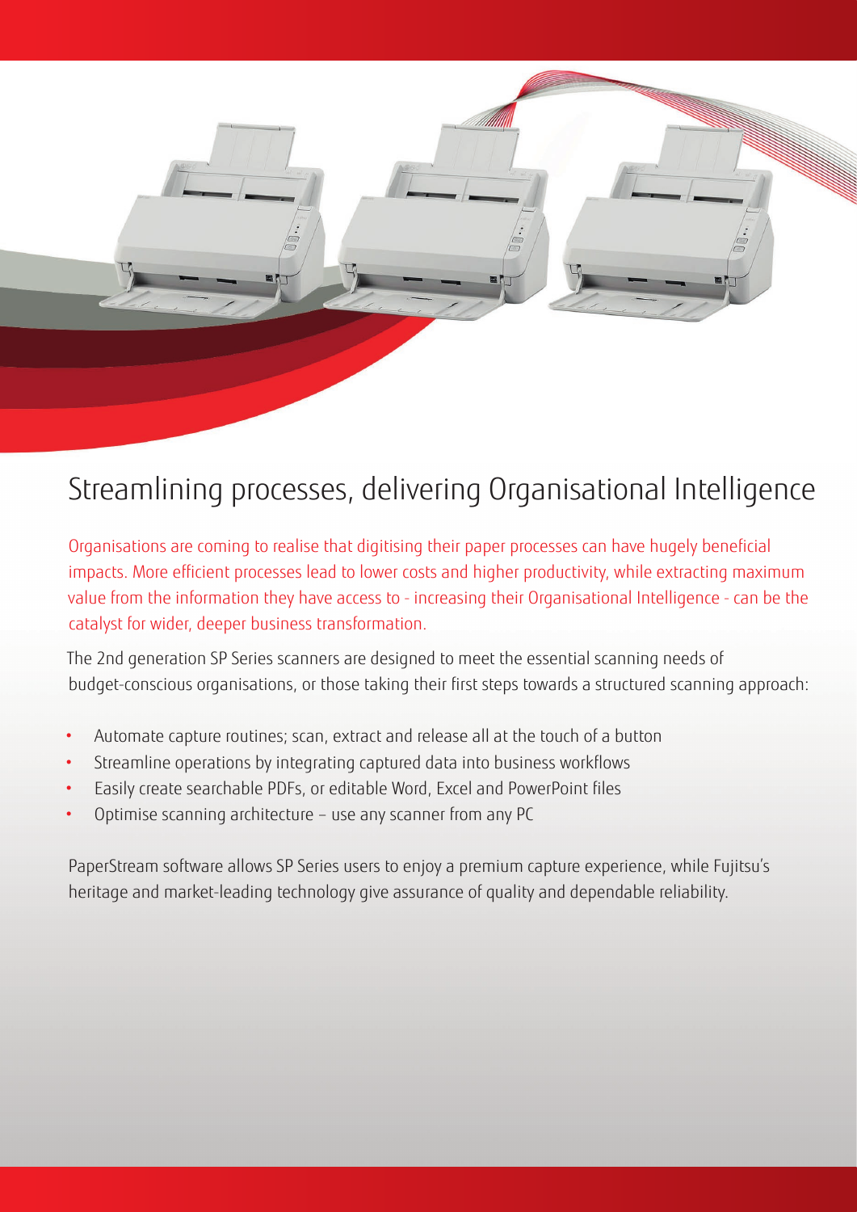# Streamlining processes, delivering Organisational Intelligence

Organisations are coming to realise that digitising their paper processes can have hugely beneficial impacts. More efficient processes lead to lower costs and higher productivity, while extracting maximum value from the information they have access to - increasing their Organisational Intelligence - can be the catalyst for wider, deeper business transformation.

The 2nd generation SP Series scanners are designed to meet the essential scanning needs of budget-conscious organisations, or those taking their first steps towards a structured scanning approach:

- Automate capture routines; scan, extract and release all at the touch of a button
- Streamline operations by integrating captured data into business workflows
- Easily create searchable PDFs, or editable Word, Excel and PowerPoint files
- Optimise scanning architecture – use any scanner from any PC

PaperStream software allows SP Series users to enjoy a premium capture experience, while Fujitsu's heritage and market-leading technology give assurance of quality and dependable reliability.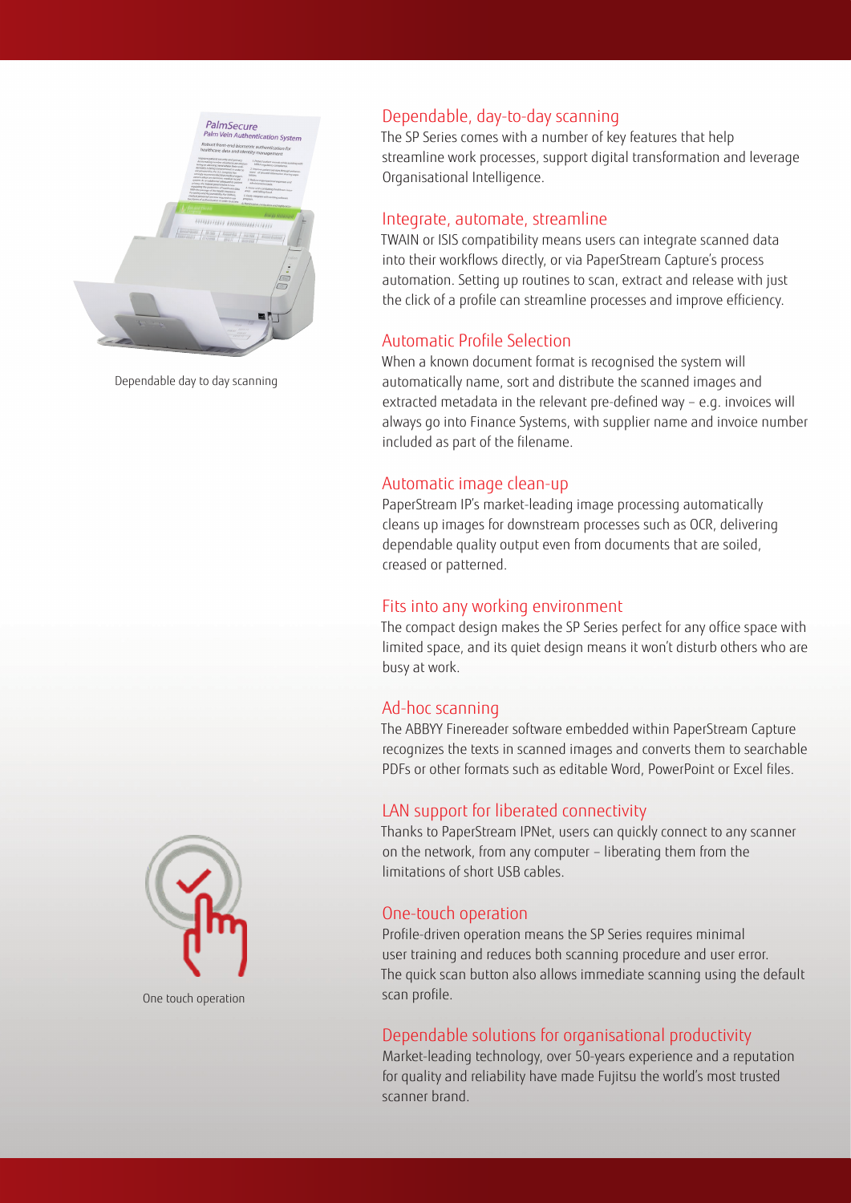Dependable day to day scanning

## Dependable, day-to-day scanning

The SP Series comes with a number of key features that help streamline work processes, support digital transformation and leverage Organisational Intelligence.

## Integrate, automate, streamline

TWAIN or ISIS compatibility means users can integrate scanned data into their workflows directly, or via PaperStream Capture's process automation. Setting up routines to scan, extract and release with just the click of a profile can streamline processes and improve efficiency.

## Automatic Profile Selection

When a known document format is recognised the system will automatically name, sort and distribute the scanned images and extracted metadata in the relevant pre-defined way – e.g. invoices will always go into Finance Systems, with supplier name and invoice number included as part of the filename.

## Automatic image clean-up

PaperStream IP's market-leading image processing automatically cleans up images for downstream processes such as OCR, delivering dependable quality output even from documents that are soiled, creased or patterned.

## Fits into any working environment

The compact design makes the SP Series perfect for any office space with limited space, and its quiet design means it won't disturb others who are busy at work.

## Ad-hoc scanning

The ABBYY Finereader software embedded within PaperStream Capture recognizes the texts in scanned images and converts them to searchable PDFs or other formats such as editable Word, PowerPoint or Excel files.

## LAN support for liberated connectivity

Thanks to PaperStream IPNet, users can quickly connect to any scanner on the network, from any computer – liberating them from the limitations of short USB cables.

## One-touch operation

Profile-driven operation means the SP Series requires minimal user training and reduces both scanning procedure and user error. The quick scan button also allows immediate scanning using the default scan profile.

One touch operation

## Dependable solutions for organisational productivity

Market-leading technology, over 50-years experience and a reputation for quality and reliability have made Fujitsu the world's most trusted scanner brand.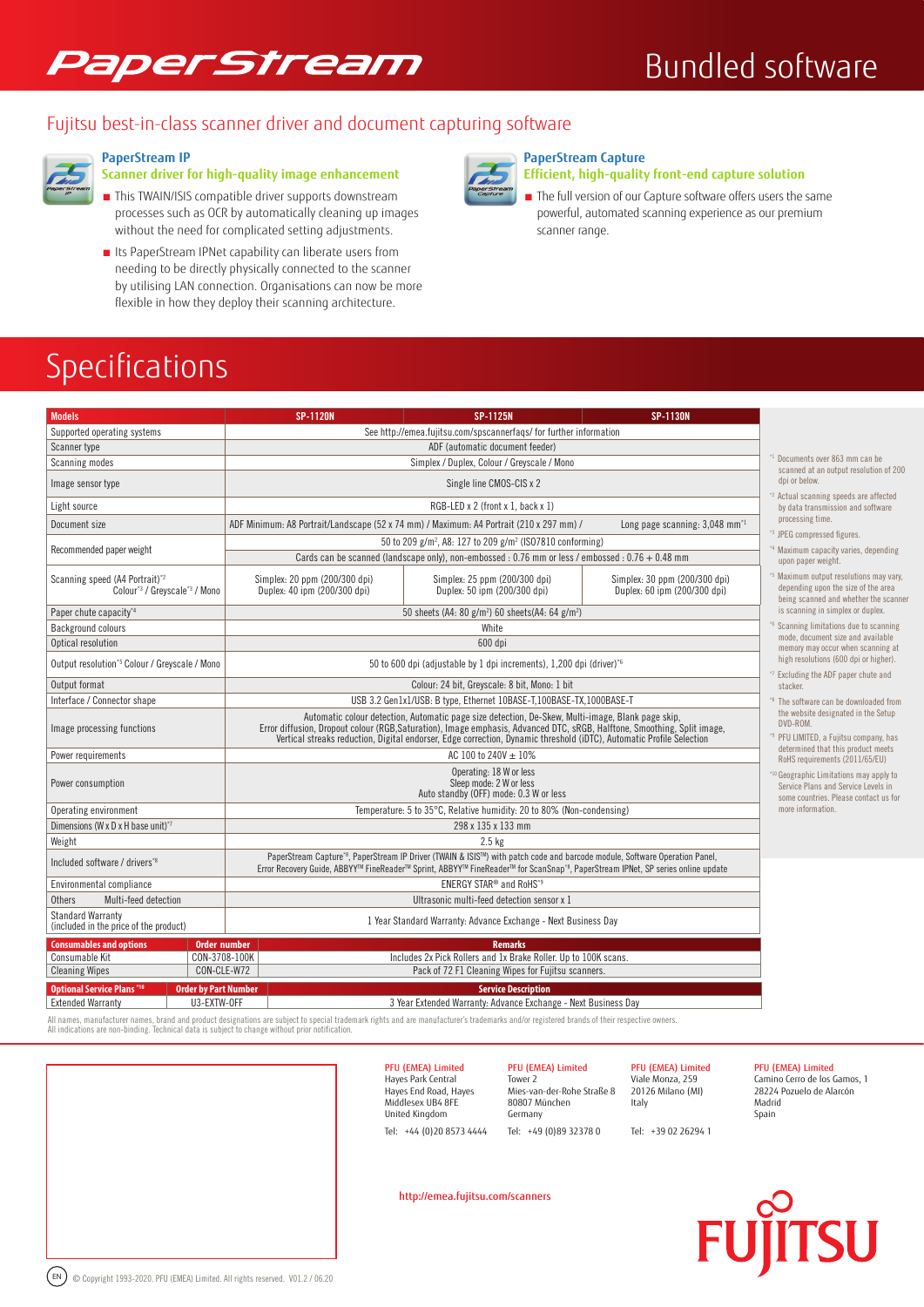# Bundled software

## Fujitsu best-in-class scanner driver and document capturing software

### PaperStream IP

**Scanner driver for high-quality image enhancement**

- This TWAIN/ISIS compatible driver supports downstream processes such as OCR by automatically cleaning up images without the need for complicated setting adjustments.
- Its PaperStream IPNet capability can liberate users from needing to be directly physically connected to the scanner by utilising LAN connection. Organisations can now be more flexible in how they deploy their scanning architecture.

### PaperStream Capture

**Efficient, high-quality front-end capture solution**

- The full version of our Capture software offers users the same powerful, automated scanning experience as our premium scanner range.

# Specifications

| Models | SP-1120N | SP-1125N | SP-1130N |
|---|---|---|---|
| Supported operating systems | See http://emea.fujitsu.com/spscannerfaqs/ for further information | | |
| Scanner type | ADF (automatic document feeder) | | |
| Scanning modes | Simplex / Duplex, Colour / Greyscale / Mono | | |
| Image sensor type | Single line CMOS-CIS x 2 | | |
| Light source | RGB-LED x 2 (front x 1, back x 1) | | |
| Document size | ADF Minimum: A8 Portrait/Landscape (52 x 74 mm) / Maximum: A4 Portrait (210 x 297 mm) / Long page scanning: 3,048 mm[*1] | | |
| Recommended paper weight | 50 to 209 g/m², A8: 127 to 209 g/m² (ISO7810 conforming) | | |
| | Cards can be scanned (landscape only), non-embossed : 0.76 mm or less / embossed : 0.76 + 0.48 mm | | |
| Scanning speed (A4 Portrait)[*2] Colour[*3] / Greyscale[*3] / Mono | Simplex: 20 ppm (200/300 dpi) Duplex: 40 ipm (200/300 dpi) | Simplex: 25 ppm (200/300 dpi) Duplex: 50 ipm (200/300 dpi) | Simplex: 30 ppm (200/300 dpi) Duplex: 60 ipm (200/300 dpi) |
| Paper chute capacity[*4] | 50 sheets (A4: 80 g/m²) 60 sheets(A4: 64 g/m²) | | |
| Background colours | White | | |
| Optical resolution | 600 dpi | | |
| Output resolution[*5] Colour / Greyscale / Mono | 50 to 600 dpi (adjustable by 1 dpi increments), 1,200 dpi (driver)[*6] | | |
| Output format | Colour: 24 bit, Greyscale: 8 bit, Mono: 1 bit | | |
| Interface / Connector shape | USB 3.2 Gen1x1/USB: B type, Ethernet 10BASE-T,100BASE-TX,1000BASE-T | | |
| Image processing functions | Automatic colour detection, Automatic page size detection, De-Skew, Multi-image, Blank page skip, Error diffusion, Dropout colour (RGB,Saturation), Image emphasis, Advanced DTC, sRGB, Halftone, Smoothing, Split image, Vertical streaks reduction, Digital endorser, Edge correction, Dynamic threshold (iDTC), Automatic Profile Selection | | |
| Power requirements | AC 100 to 240V ± 10% | | |
| Power consumption | Operating: 18 W or less Sleep mode: 2 W or less Auto standby (OFF) mode: 0.3 W or less | | |
| Operating environment | Temperature: 5 to 35°C, Relative humidity: 20 to 80% (Non-condensing) | | |
| Dimensions (W x D x H base unit)[*7] | 298 x 135 x 133 mm | | |
| Weight | 2.5 kg | | |
| Included software / drivers[*8] | PaperStream Capture[*8], PaperStream IP Driver (TWAIN & ISIS™) with patch code and barcode module, Software Operation Panel, Error Recovery Guide, ABBYY™ FineReader™ Sprint, ABBYY™ FineReader™ for ScanSnap[*8], PaperStream IPNet, SP series online update | | |
| Environmental compliance | ENERGY STAR® and RoHS[*9] | | |
| Others — Multi-feed detection | Ultrasonic multi-feed detection sensor x 1 | | |
| Standard Warranty (included in the price of the product) | 1 Year Standard Warranty: Advance Exchange - Next Business Day | | |

| Consumables and options | Order number | Remarks |
|---|---|---|
| Consumable Kit | CON-3708-100K | Includes 2x Pick Rollers and 1x Brake Roller. Up to 100K scans. |
| Cleaning Wipes | CON-CLE-W72 | Pack of 72 F1 Cleaning Wipes for Fujitsu scanners. |

| Optional Service Plans[*10] | Order by Part Number | Service Description |
|---|---|---|
| Extended Warranty | U3-EXTW-OFF | 3 Year Extended Warranty: Advance Exchange - Next Business Day |

[*1] Documents over 863 mm can be scanned at an output resolution of 200 dpi or below.
[*2] Actual scanning speeds are affected by data transmission and software processing time.
[*3] JPEG compressed figures.
[*4] Maximum capacity varies, depending upon paper weight.
[*5] Maximum output resolutions may vary, depending upon the size of the area being scanned and whether the scanner is scanning in simplex or duplex.
[*6] Scanning limitations due to scanning mode, document size and available memory may occur when scanning at high resolutions (600 dpi or higher).
[*7] Excluding the ADF paper chute and stacker.
[*8] The software can be downloaded from the website designated in the Setup DVD-ROM.
[*9] PFU LIMITED, a Fujitsu company, has determined that this product meets RoHS requirements (2011/65/EU)
[*10] Geographic Limitations may apply to Service Plans and Service Levels in some countries. Please contact us for more information.

All names, manufacturer names, brand and product designations are subject to special trademark rights and are manufacturer's trademarks and/or registered brands of their respective owners.
All indications are non-binding. Technical data is subject to change without prior notification.

**PFU (EMEA) Limited**
Hayes Park Central
Hayes End Road, Hayes
Middlesex UB4 8FE
United Kingdom
Tel: +44 (0)20 8573 4444

**PFU (EMEA) Limited**
Tower 2
Mies-van-der-Rohe Straße 8
80807 München
Germany
Tel: +49 (0)89 32378 0

**PFU (EMEA) Limited**
Viale Monza, 259
20126 Milano (MI)
Italy
Tel: +39 02 26294 1

**PFU (EMEA) Limited**
Camino Cerro de los Gamos, 1
28224 Pozuelo de Alarcón
Madrid
Spain

http://emea.fujitsu.com/scanners

EN © Copyright 1993-2020. PFU (EMEA) Limited. All rights reserved. V01.2 / 06.20